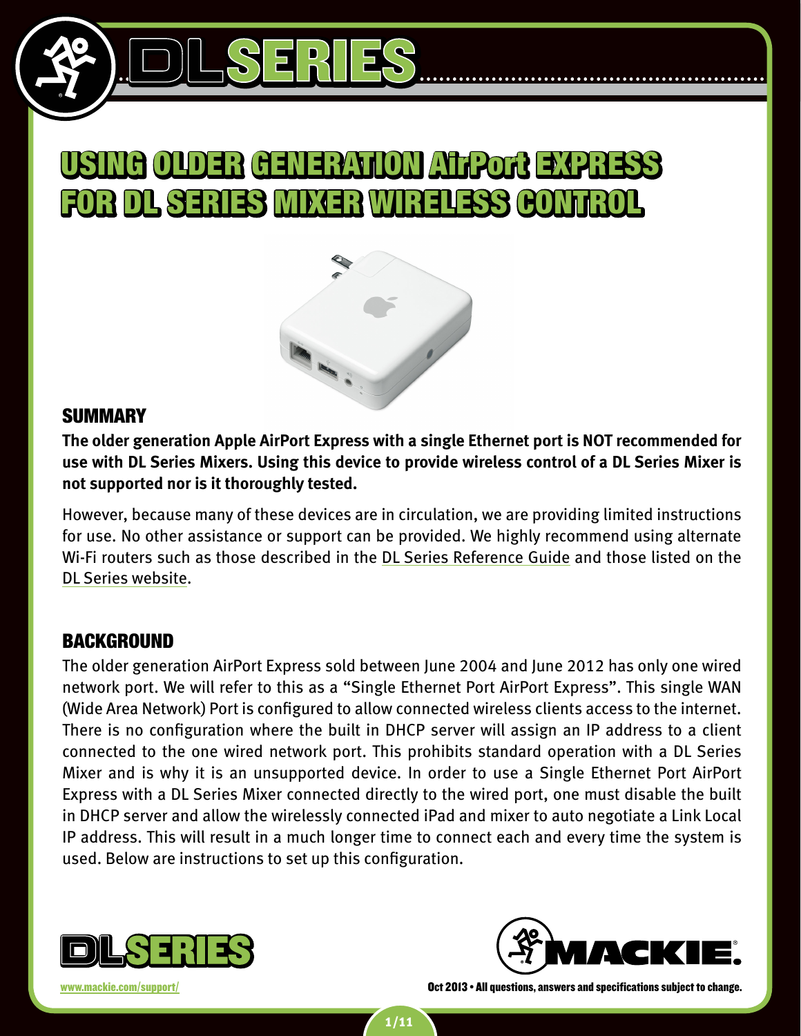# USING OLDER GENERATION AirPort EXPRESS FOR DL SERIES MIXER WIRELESS CONTROL

## SUMMARY

**The older generation Apple AirPort Express with a single Ethernet port is NOT recommended for use with DL Series Mixers. Using this device to provide wireless control of a DL Series Mixer is not supported nor is it thoroughly tested.**

However, because many of these devices are in circulation, we are providing limited instructions for use. No other assistance or support can be provided. We highly recommend using alternate Wi-Fi routers such as those described in the DL Series Reference Guide and those listed on the DL Series website.

## BACKGROUND

The older generation AirPort Express sold between June 2004 and June 2012 has only one wired network port. We will refer to this as a "Single Ethernet Port AirPort Express". This single WAN (Wide Area Network) Port is configured to allow connected wireless clients access to the internet. There is no configuration where the built in DHCP server will assign an IP address to a client connected to the one wired network port. This prohibits standard operation with a DL Series Mixer and is why it is an unsupported device. In order to use a Single Ethernet Port AirPort Express with a DL Series Mixer connected directly to the wired port, one must disable the built in DHCP server and allow the wirelessly connected iPad and mixer to auto negotiate a Link Local IP address. This will result in a much longer time to connect each and every time the system is used. Below are instructions to set up this configuration.

www.mackie.com/support/

Oct 2013 • All questions, answers and specifications subject to change.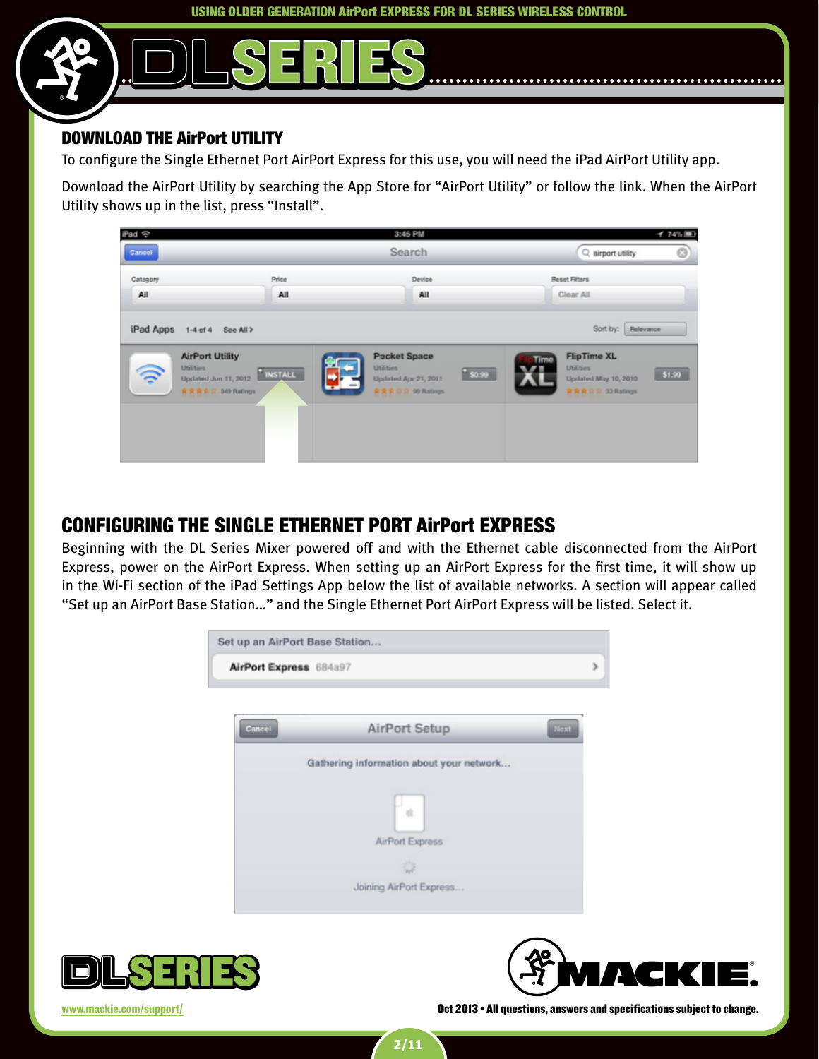## DOWNLOAD THE AirPort UTILITY

To configure the Single Ethernet Port AirPort Express for this use, you will need the iPad AirPort Utility app.

Download the AirPort Utility by searching the App Store for "AirPort Utility" or follow the link. When the AirPort Utility shows up in the list, press "Install".

## CONFIGURING THE SINGLE ETHERNET PORT AirPort EXPRESS

Beginning with the DL Series Mixer powered off and with the Ethernet cable disconnected from the AirPort Express, power on the AirPort Express. When setting up an AirPort Express for the first time, it will show up in the Wi-Fi section of the iPad Settings App below the list of available networks. A section will appear called "Set up an AirPort Base Station..." and the Single Ethernet Port AirPort Express will be listed. Select it.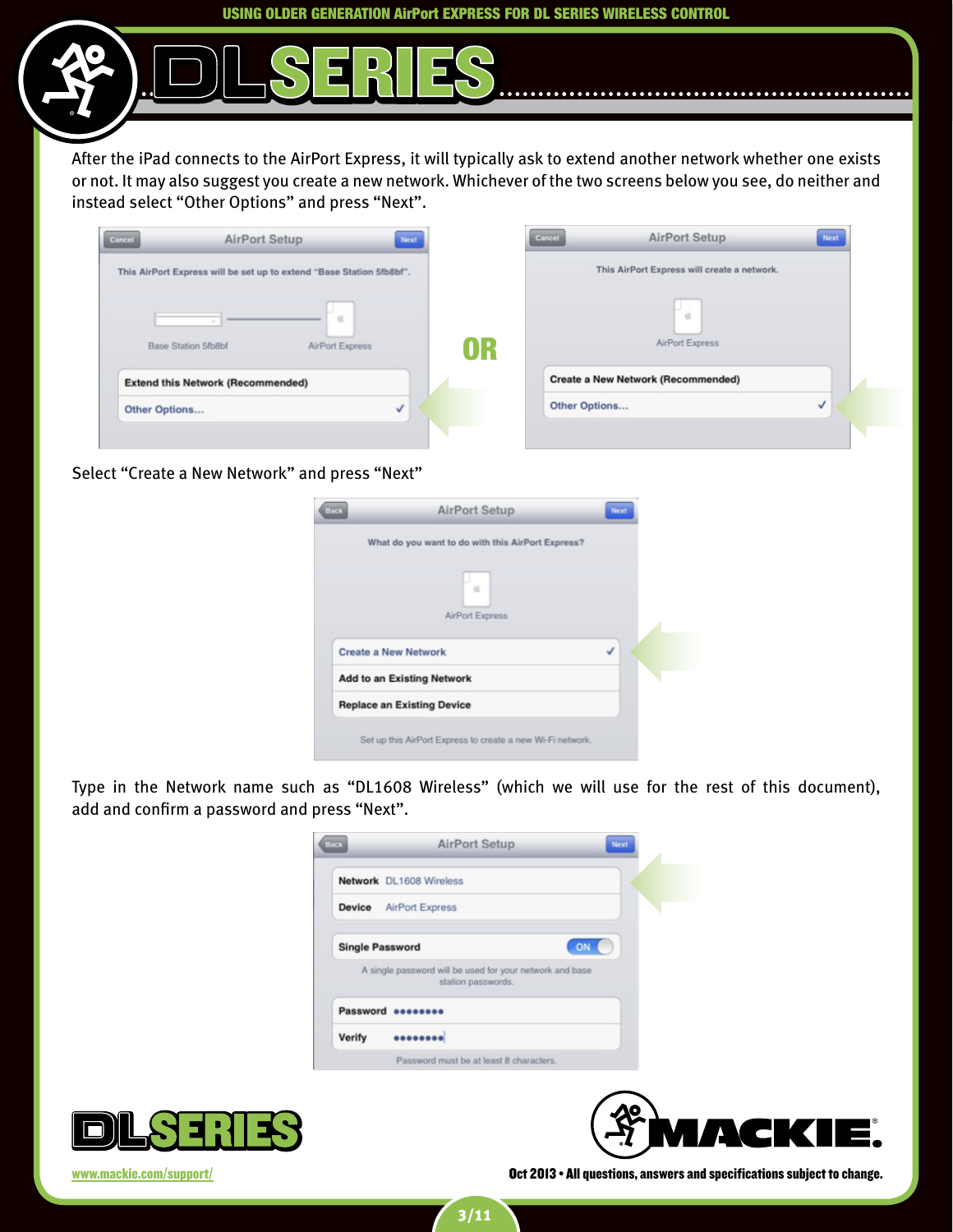After the iPad connects to the AirPort Express, it will typically ask to extend another network whether one exists or not. It may also suggest you create a new network. Whichever of the two screens below you see, do neither and instead select "Other Options" and press "Next".

Select "Create a New Network" and press "Next"

Type in the Network name such as "DL1608 Wireless" (which we will use for the rest of this document), add and confirm a password and press "Next".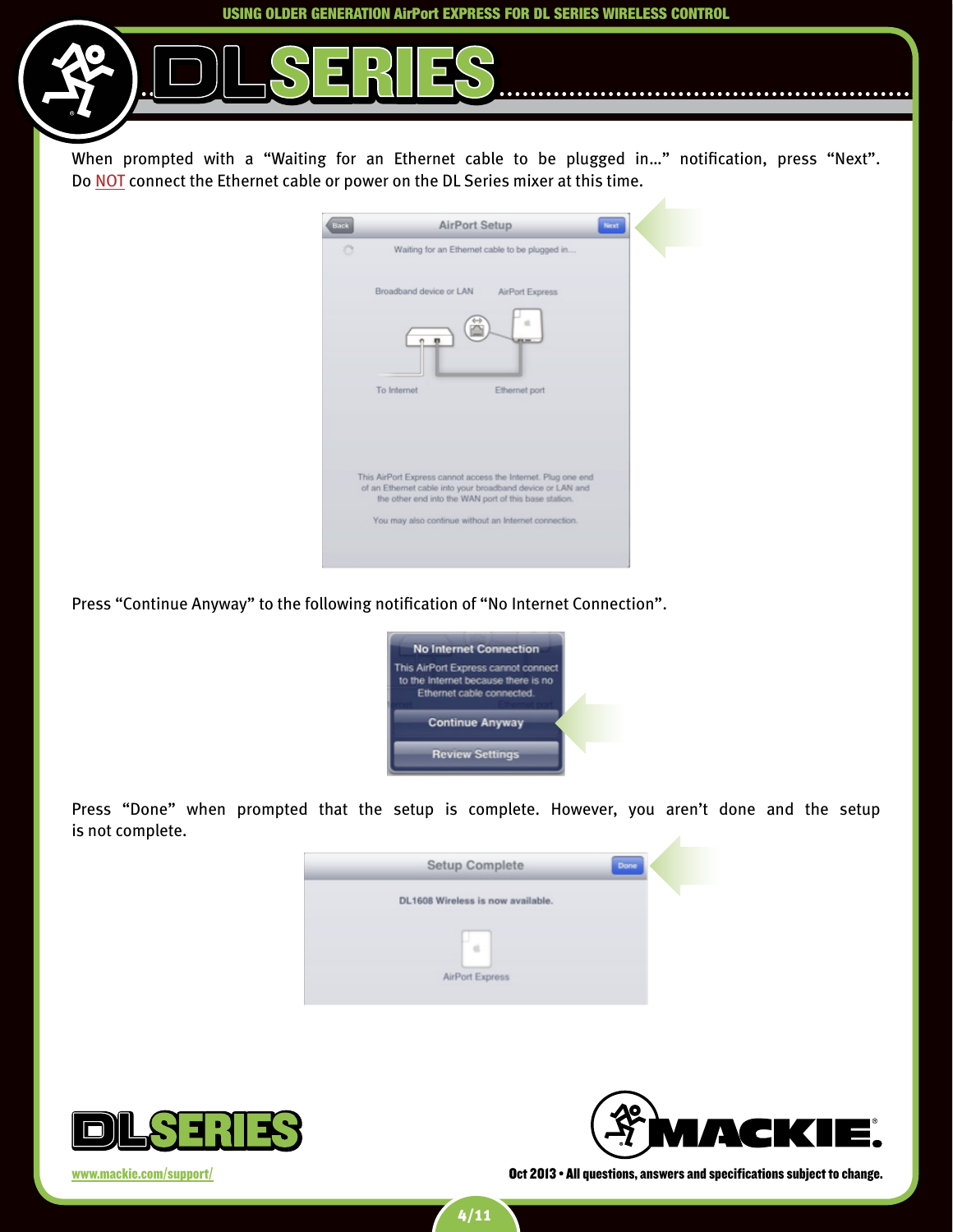When prompted with a "Waiting for an Ethernet cable to be plugged in..." notification, press "Next". Do NOT connect the Ethernet cable or power on the DL Series mixer at this time.

Press "Continue Anyway" to the following notification of "No Internet Connection".

Press "Done" when prompted that the setup is complete. However, you aren't done and the setup is not complete.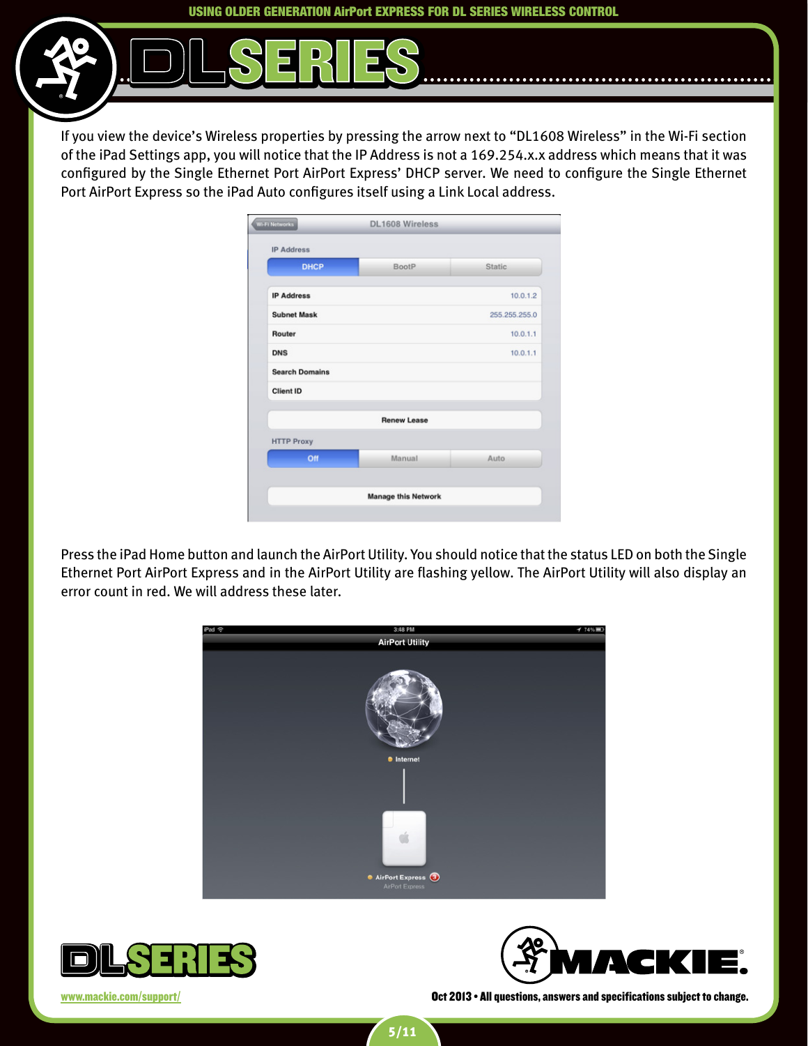If you view the device's Wireless properties by pressing the arrow next to "DL1608 Wireless" in the Wi-Fi section of the iPad Settings app, you will notice that the IP Address is not a 169.254.x.x address which means that it was configured by the Single Ethernet Port AirPort Express' DHCP server. We need to configure the Single Ethernet Port AirPort Express so the iPad Auto configures itself using a Link Local address.

Press the iPad Home button and launch the AirPort Utility. You should notice that the status LED on both the Single Ethernet Port AirPort Express and in the AirPort Utility are flashing yellow. The AirPort Utility will also display an error count in red. We will address these later.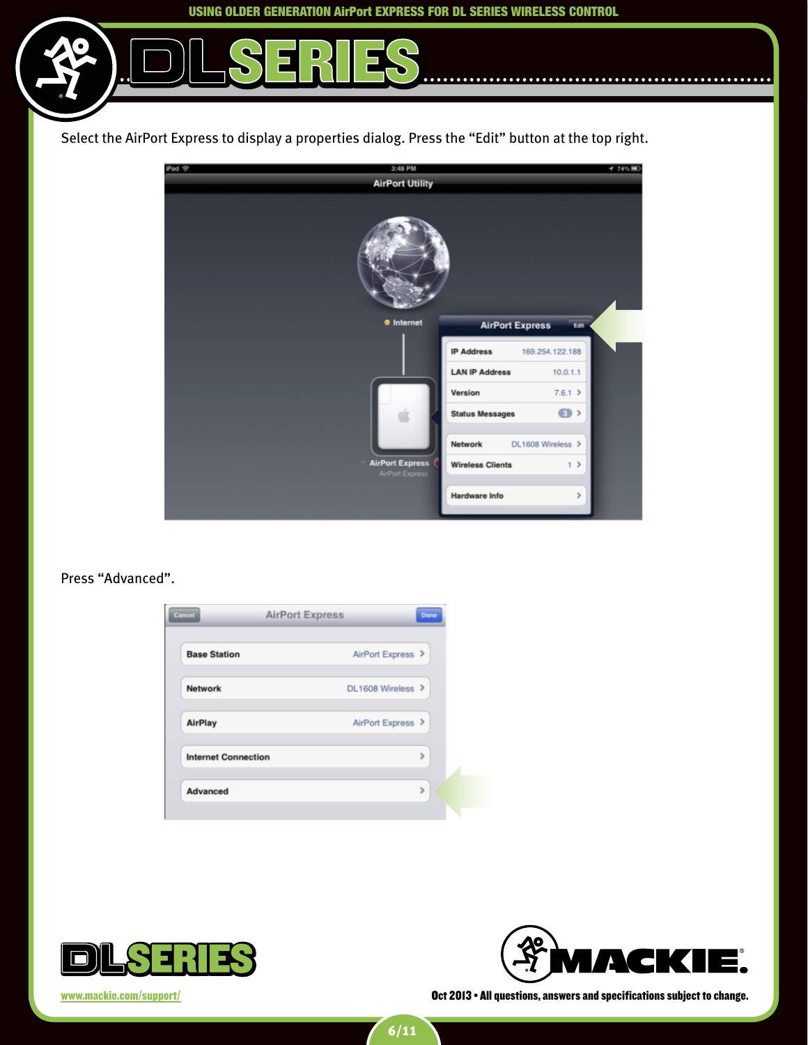Select the AirPort Express to display a properties dialog. Press the "Edit" button at the top right.

Press "Advanced".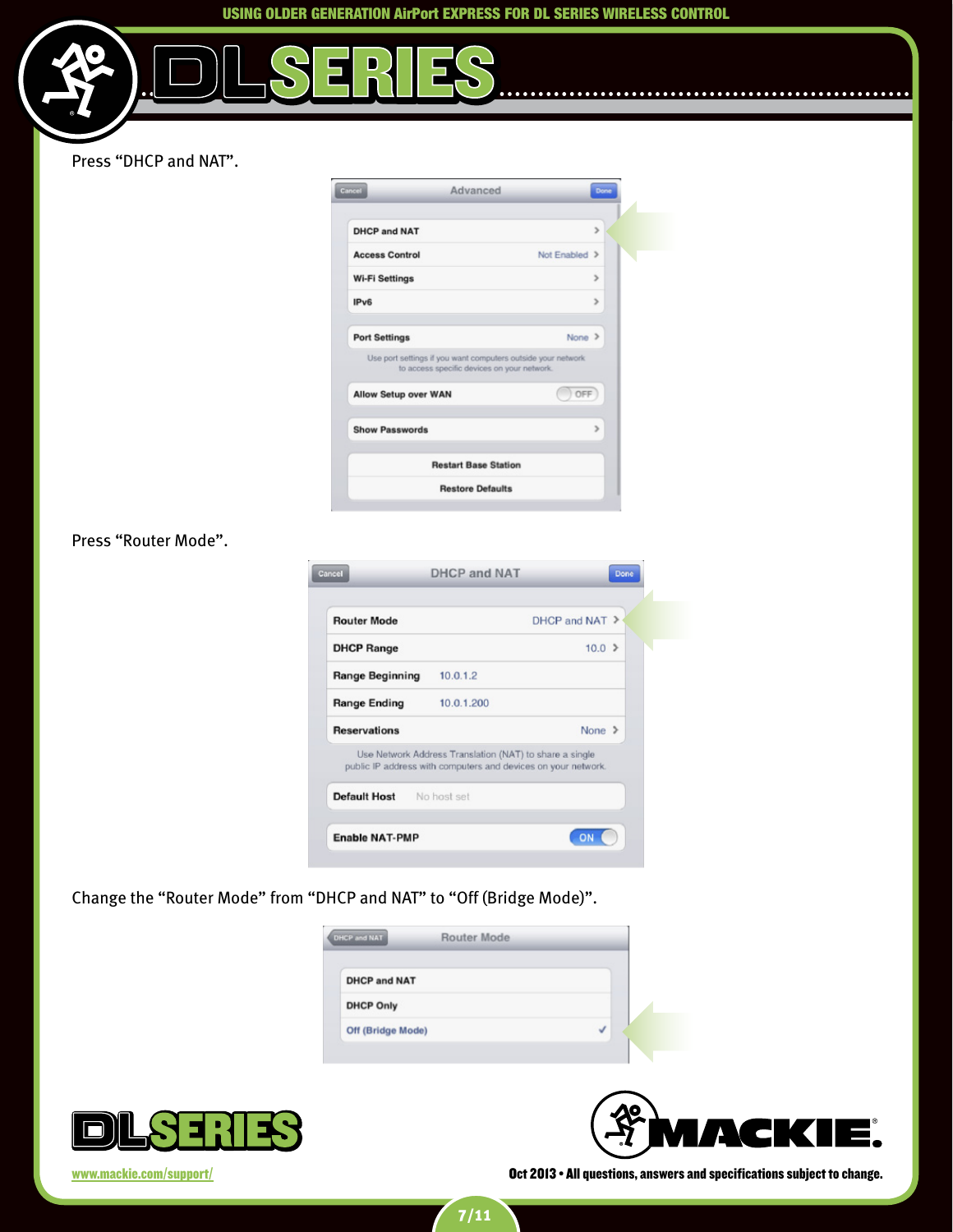Press “DHCP and NAT”.

Press “Router Mode”.

Change the “Router Mode” from “DHCP and NAT” to “Off (Bridge Mode)”.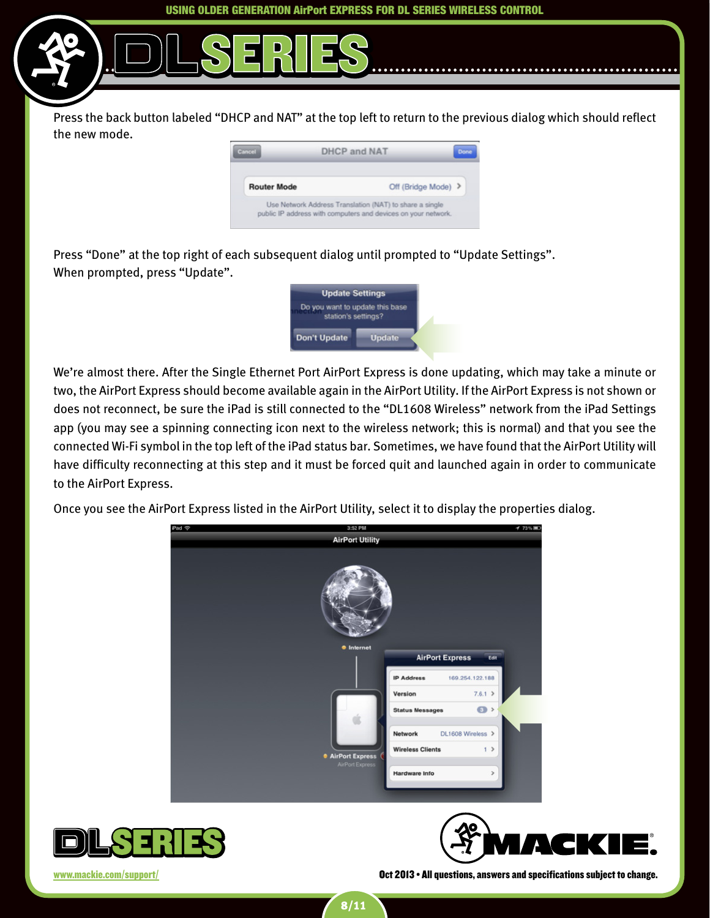Press the back button labeled “DHCP and NAT” at the top left to return to the previous dialog which should reflect the new mode.

Press “Done” at the top right of each subsequent dialog until prompted to “Update Settings”. When prompted, press “Update”.

We’re almost there. After the Single Ethernet Port AirPort Express is done updating, which may take a minute or two, the AirPort Express should become available again in the AirPort Utility. If the AirPort Express is not shown or does not reconnect, be sure the iPad is still connected to the “DL1608 Wireless” network from the iPad Settings app (you may see a spinning connecting icon next to the wireless network; this is normal) and that you see the connected Wi-Fi symbol in the top left of the iPad status bar. Sometimes, we have found that the AirPort Utility will have difficulty reconnecting at this step and it must be forced quit and launched again in order to communicate to the AirPort Express.

Once you see the AirPort Express listed in the AirPort Utility, select it to display the properties dialog.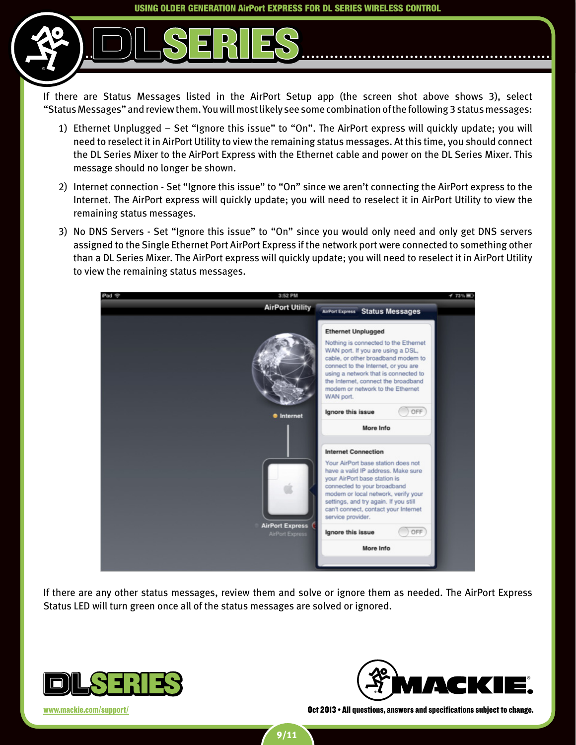If there are Status Messages listed in the AirPort Setup app (the screen shot above shows 3), select "Status Messages" and review them. You will most likely see some combination of the following 3 status messages:

1) Ethernet Unplugged – Set "Ignore this issue" to "On". The AirPort express will quickly update; you will need to reselect it in AirPort Utility to view the remaining status messages. At this time, you should connect the DL Series Mixer to the AirPort Express with the Ethernet cable and power on the DL Series Mixer. This message should no longer be shown.

2) Internet connection - Set "Ignore this issue" to "On" since we aren't connecting the AirPort express to the Internet. The AirPort express will quickly update; you will need to reselect it in AirPort Utility to view the remaining status messages.

3) No DNS Servers - Set "Ignore this issue" to "On" since you would only need and only get DNS servers assigned to the Single Ethernet Port AirPort Express if the network port were connected to something other than a DL Series Mixer. The AirPort express will quickly update; you will need to reselect it in AirPort Utility to view the remaining status messages.

If there are any other status messages, review them and solve or ignore them as needed. The AirPort Express Status LED will turn green once all of the status messages are solved or ignored.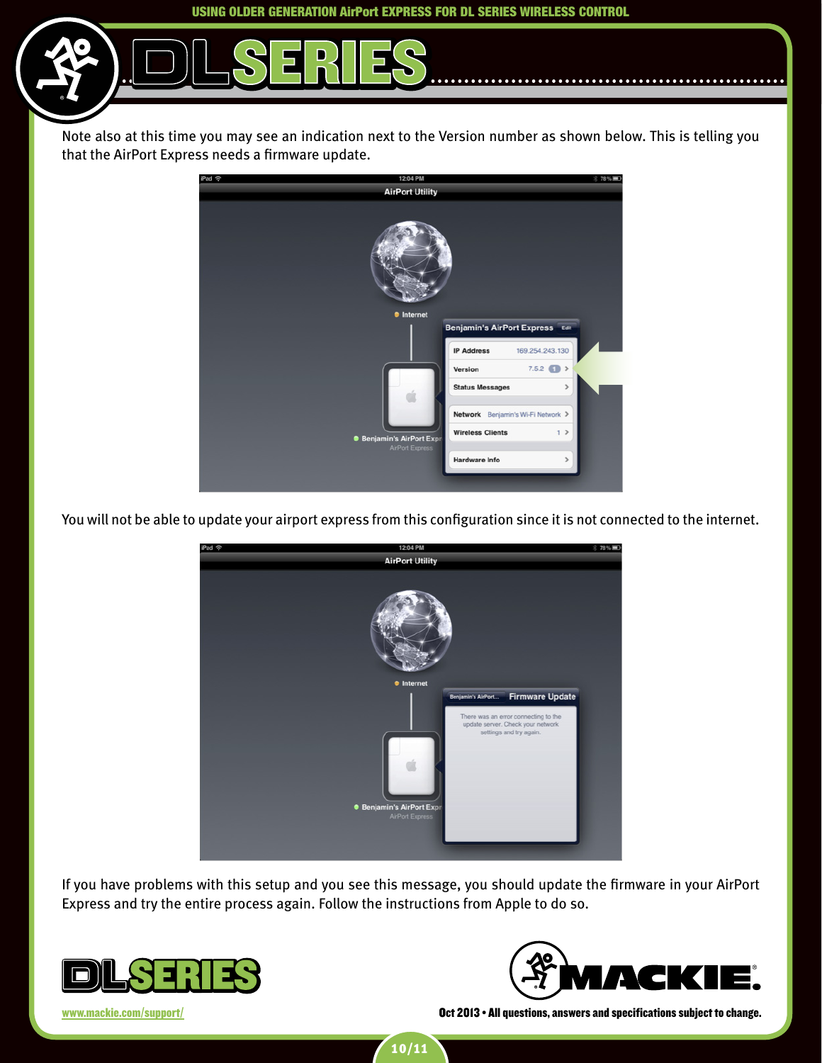Note also at this time you may see an indication next to the Version number as shown below. This is telling you that the AirPort Express needs a firmware update.

You will not be able to update your airport express from this configuration since it is not connected to the internet.

If you have problems with this setup and you see this message, you should update the firmware in your AirPort Express and try the entire process again. Follow the instructions from Apple to do so.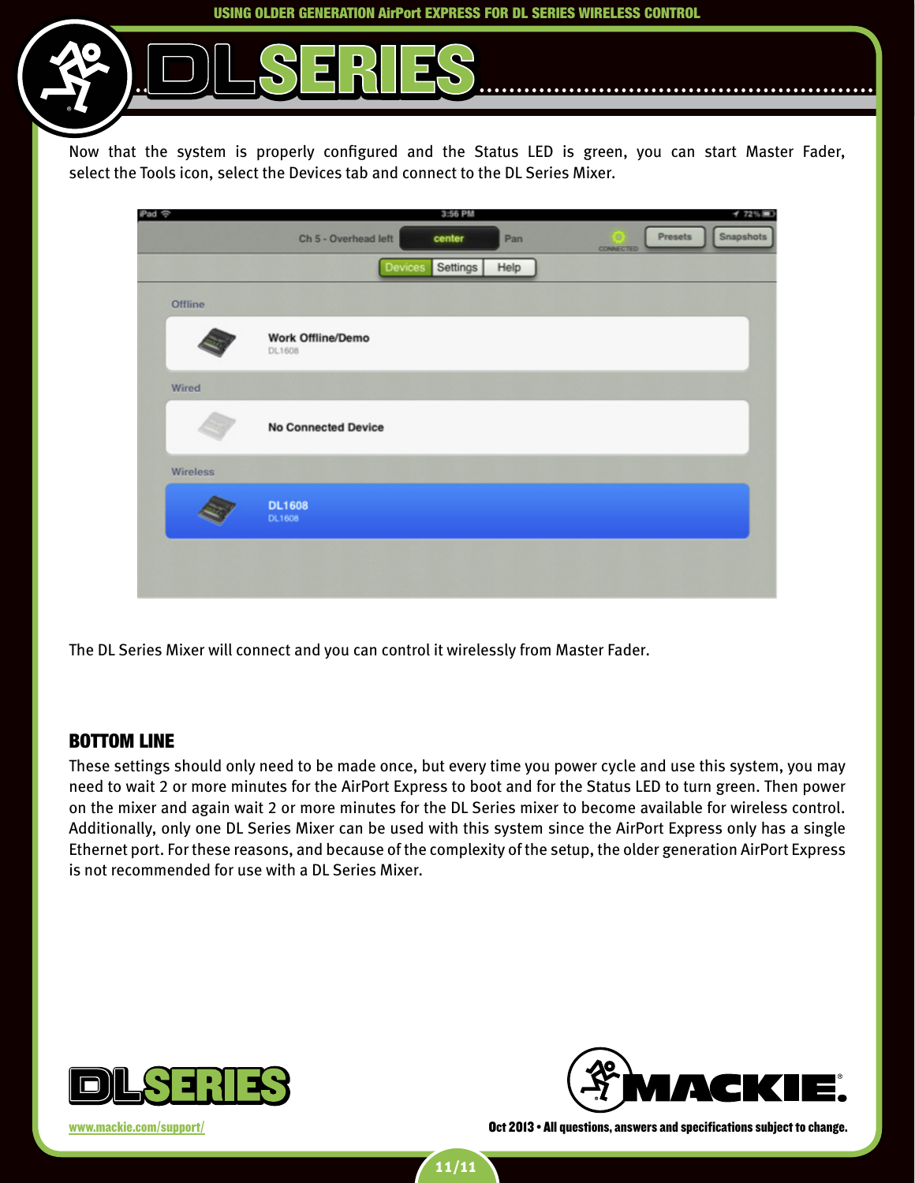Now that the system is properly configured and the Status LED is green, you can start Master Fader, select the Tools icon, select the Devices tab and connect to the DL Series Mixer.

The DL Series Mixer will connect and you can control it wirelessly from Master Fader.

## BOTTOM LINE

These settings should only need to be made once, but every time you power cycle and use this system, you may need to wait 2 or more minutes for the AirPort Express to boot and for the Status LED to turn green. Then power on the mixer and again wait 2 or more minutes for the DL Series mixer to become available for wireless control. Additionally, only one DL Series Mixer can be used with this system since the AirPort Express only has a single Ethernet port. For these reasons, and because of the complexity of the setup, the older generation AirPort Express is not recommended for use with a DL Series Mixer.

www.mackie.com/support/

Oct 2013 • All questions, answers and specifications subject to change.